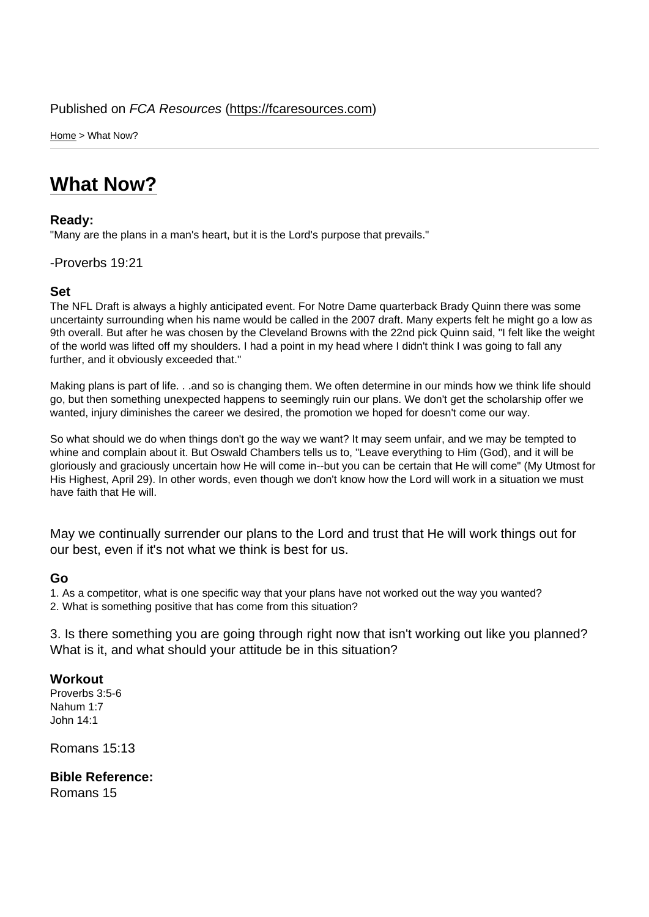Published on *FCA Resources* (https://fcaresources.com)

Home > What Now?

# What Now?

**Ready:**

"Many are the plans in a man's heart, but it is the Lord's purpose that prevails."

-Proverbs 19:21

**Set**

The NFL Draft is always a highly anticipated event. For Notre Dame quarterback Brady Quinn there was some uncertainty surrounding when his name would be called in the 2007 draft. Many experts felt he might go a low as 9th overall. But after he was chosen by the Cleveland Browns with the 22nd pick Quinn said, "I felt like the weight of the world was lifted off my shoulders. I had a point in my head where I didn't think I was going to fall any further, and it obviously exceeded that."

Making plans is part of life. . .and so is changing them. We often determine in our minds how we think life should go, but then something unexpected happens to seemingly ruin our plans. We don't get the scholarship offer we wanted, injury diminishes the career we desired, the promotion we hoped for doesn't come our way.

So what should we do when things don't go the way we want? It may seem unfair, and we may be tempted to whine and complain about it. But Oswald Chambers tells us to, "Leave everything to Him (God), and it will be gloriously and graciously uncertain how He will come in--but you can be certain that He will come" (My Utmost for His Highest, April 29). In other words, even though we don't know how the Lord will work in a situation we must have faith that He will.

May we continually surrender our plans to the Lord and trust that He will work things out for our best, even if it's not what we think is best for us.

**Go**

1. As a competitor, what is one specific way that your plans have not worked out the way you wanted?
2. What is something positive that has come from this situation?
3. Is there something you are going through right now that isn't working out like you planned? What is it, and what should your attitude be in this situation?

**Workout**

Proverbs 3:5-6
Nahum 1:7
John 14:1
Romans 15:13

**Bible Reference:**
Romans 15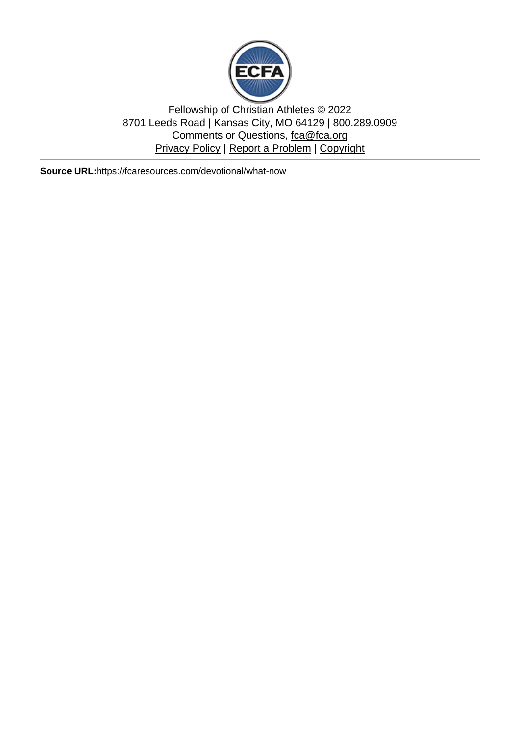Fellowship of Christian Athletes © 2022
8701 Leeds Road | Kansas City, MO 64129 | 800.289.0909
Comments or Questions, fca@fca.org
Privacy Policy | Report a Problem | Copyright

---

**Source URL:** https://fcaresources.com/devotional/what-now